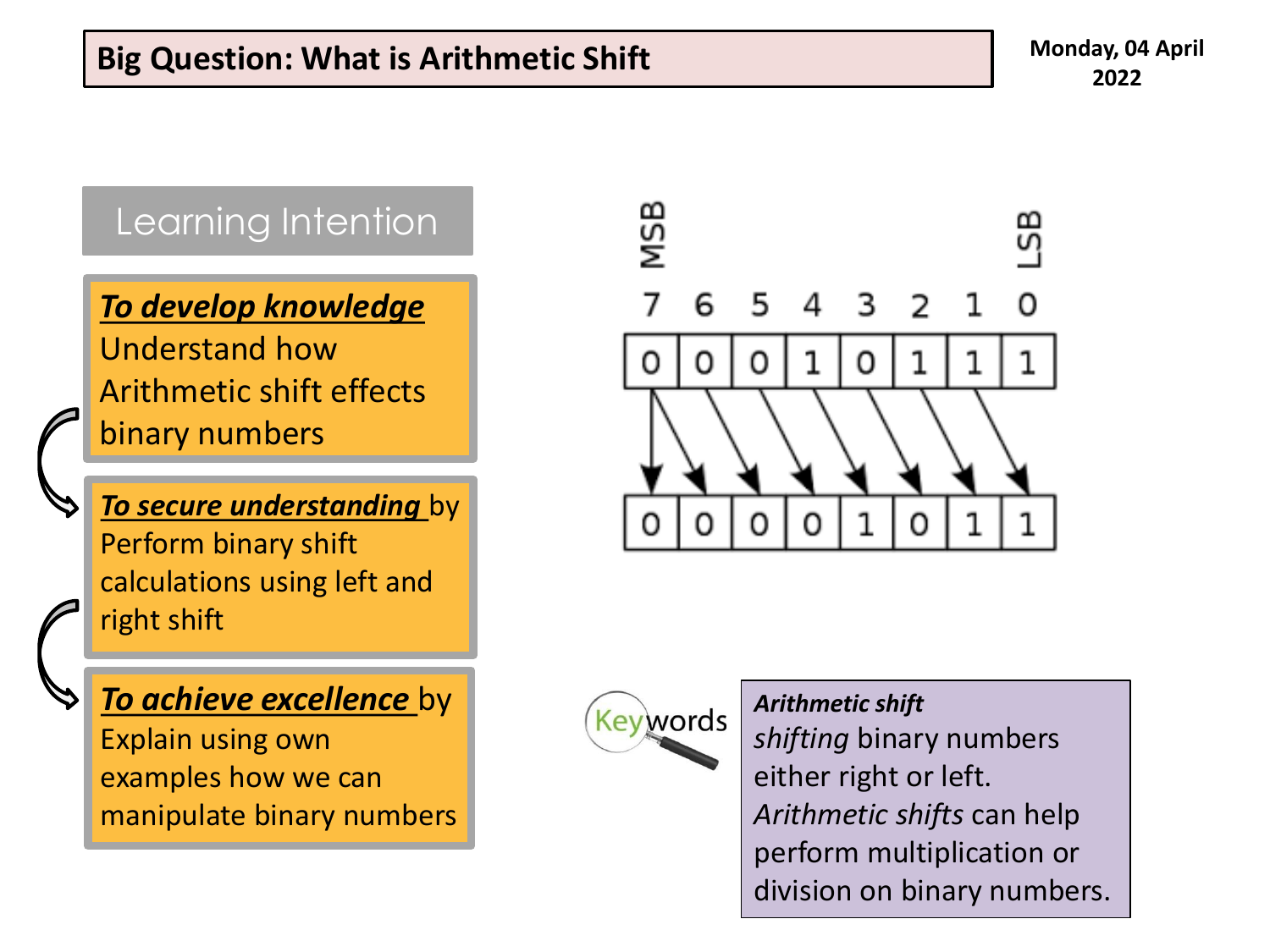# Big Question: What is Arithmetic Shift

**Monday, 04 April 2022**

## Learning Intention

***To develop knowledge***
Understand how Arithmetic shift effects binary numbers

***To secure understanding*** by
Perform binary shift calculations using left and right shift

***To achieve excellence*** by
Explain using own examples how we can manipulate binary numbers

MSB | LSB

| 7 | 6 | 5 | 4 | 3 | 2 | 1 | 0 |
|---|---|---|---|---|---|---|---|
| 0 | 0 | 0 | 1 | 0 | 1 | 1 | 1 |
| 0 | 0 | 0 | 0 | 1 | 0 | 1 | 1 |

**Keywords**

***Arithmetic shift***
*shifting* binary numbers either right or left.
*Arithmetic shifts* can help perform multiplication or division on binary numbers.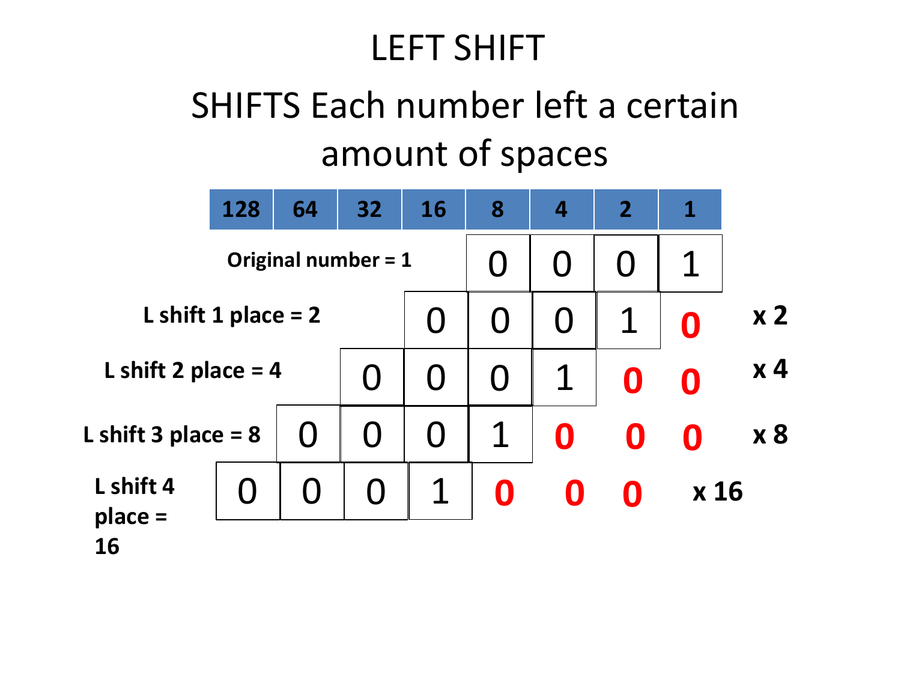# LEFT SHIFT

## SHIFTS Each number left a certain amount of spaces

| | 128 | 64 | 32 | 16 | 8 | 4 | 2 | 1 | |
|---|---|---|---|---|---|---|---|---|---|
| **Original number = 1** | | | | | 0 | 0 | 0 | 1 | |
| **L shift 1 place = 2** | | | | 0 | 0 | 0 | 1 | **0** | **x 2** |
| **L shift 2 place = 4** | | | 0 | 0 | 0 | 1 | **0** | **0** | **x 4** |
| **L shift 3 place = 8** | | 0 | 0 | 0 | 1 | **0** | **0** | **0** | **x 8** |
| **L shift 4 place = 16** | 0 | 0 | 0 | 1 | **0** | **0** | **0** | | **x 16** |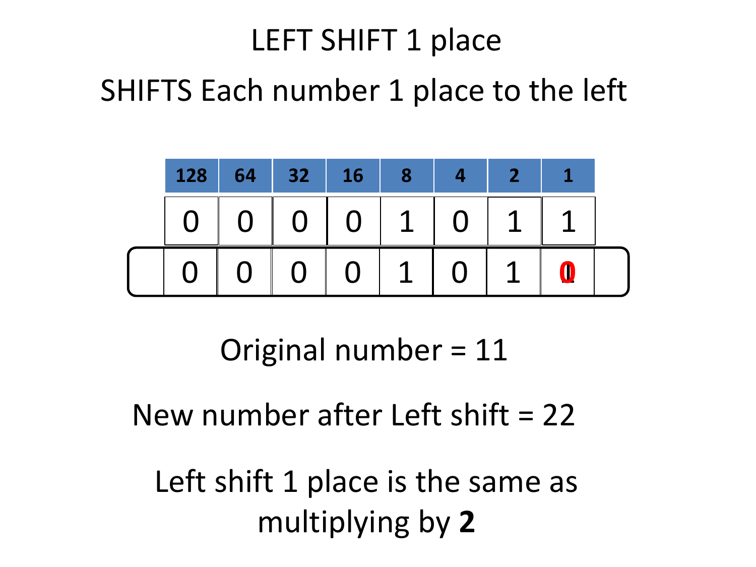# LEFT SHIFT 1 place

## SHIFTS Each number 1 place to the left

| 128 | 64 | 32 | 16 | 8 | 4 | 2 | 1 |
|---|---|---|---|---|---|---|---|
| 0 | 0 | 0 | 0 | 1 | 0 | 1 | 1 |
| 0 | 0 | 0 | 0 | 1 | 0 | 1 | 0 |

Original number = 11

New number after Left shift = 22

Left shift 1 place is the same as multiplying by **2**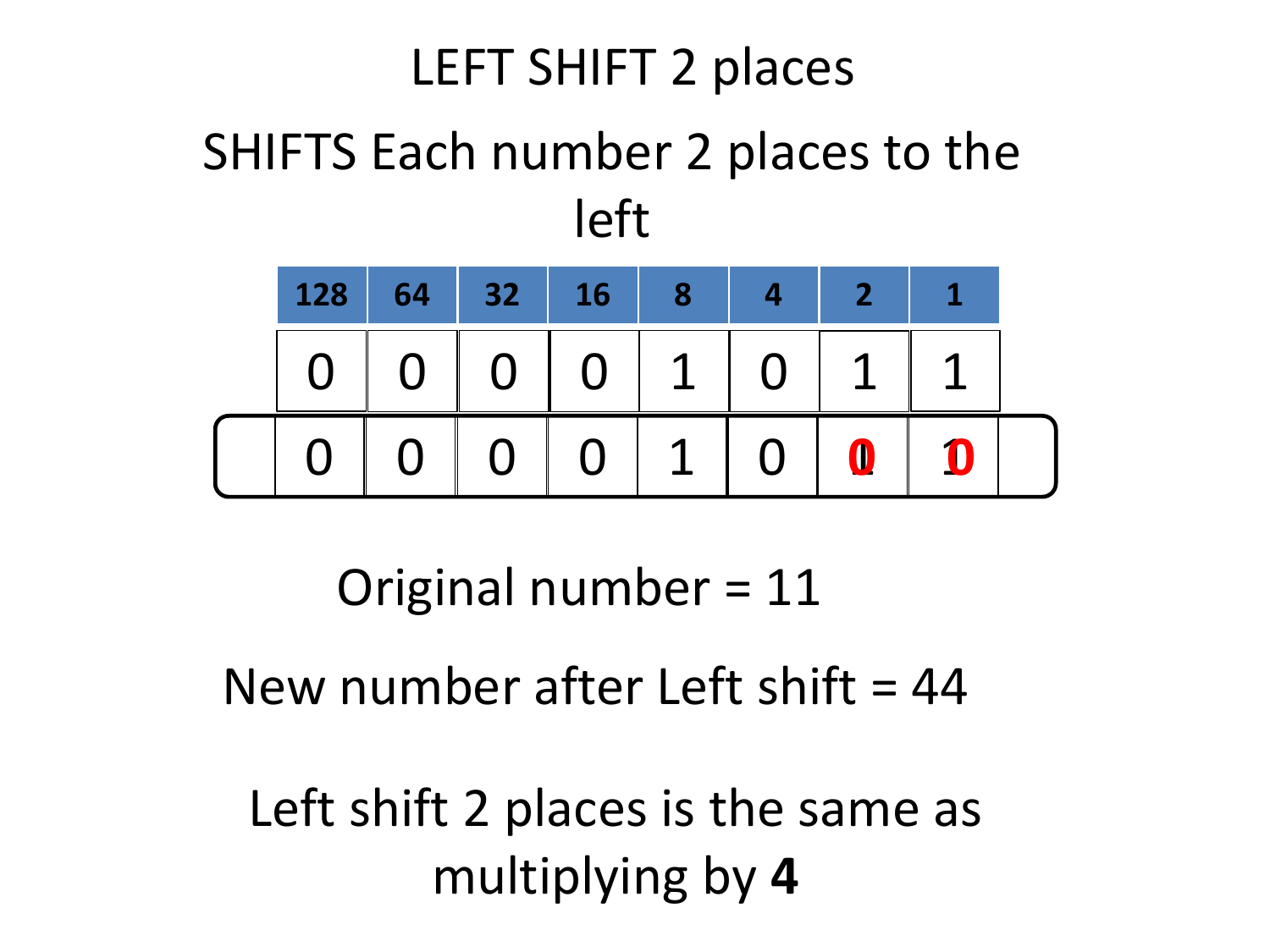# LEFT SHIFT 2 places

SHIFTS Each number 2 places to the left

| 128 | 64 | 32 | 16 | 8 | 4 | 2 | 1 |
|---|---|---|---|---|---|---|---|
| 0 | 0 | 0 | 0 | 1 | 0 | 1 | 1 |
| 0 | 0 | 0 | 0 | 1 | 0 | 0 | 0 |

Original number = 11

New number after Left shift = 44

Left shift 2 places is the same as multiplying by **4**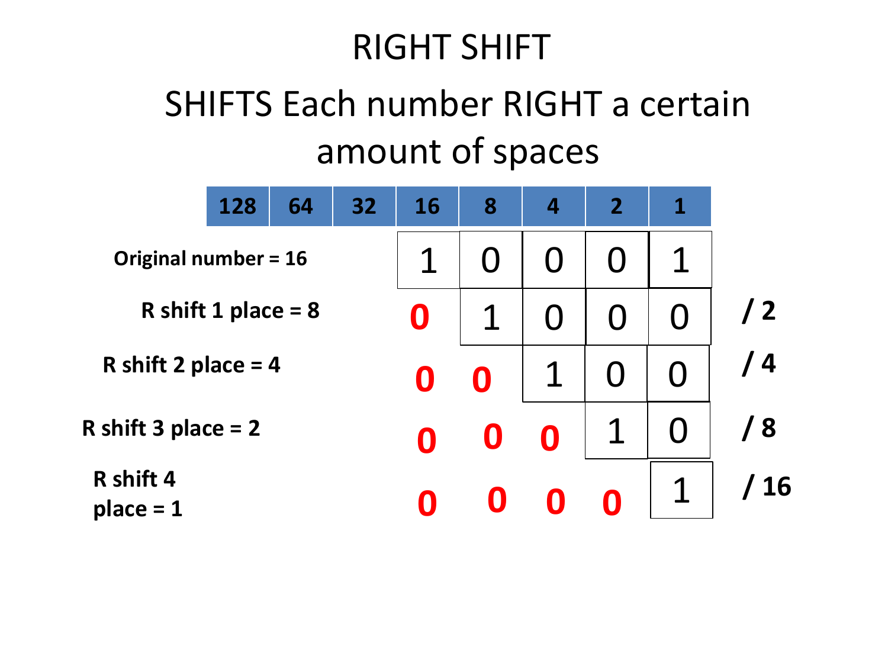# RIGHT SHIFT

## SHIFTS Each number RIGHT a certain amount of spaces

| | 128 | 64 | 32 | 16 | 8 | 4 | 2 | 1 | |
|---|---|---|---|---|---|---|---|---|---|
| **Original number = 16** | | | | 1 | 0 | 0 | 0 | 1 | |
| **R shift 1 place = 8** | | | | **0** | 1 | 0 | 0 | 0 | **/ 2** |
| **R shift 2 place = 4** | | | | **0** | **0** | 1 | 0 | 0 | **/ 4** |
| **R shift 3 place = 2** | | | | **0** | **0** | **0** | 1 | 0 | **/ 8** |
| **R shift 4 place = 1** | | | | **0** | **0** | **0** | **0** | 1 | **/ 16** |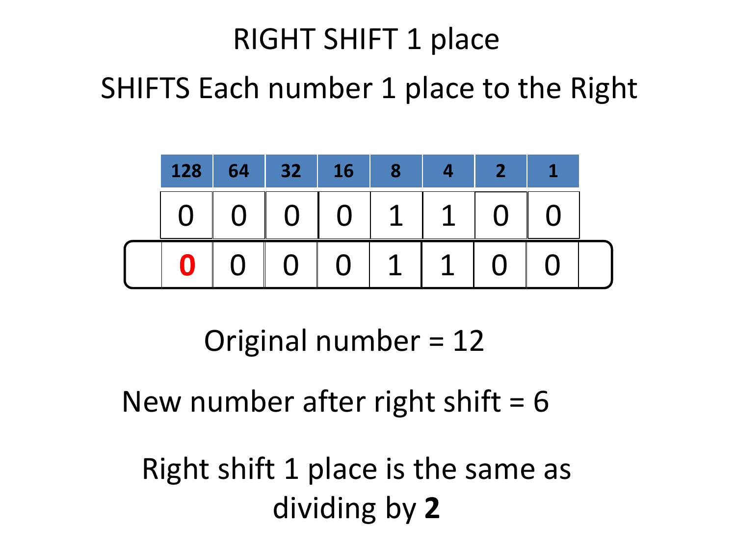# RIGHT SHIFT 1 place

SHIFTS Each number 1 place to the Right

| 128 | 64 | 32 | 16 | 8 | 4 | 2 | 1 |
|---|---|---|---|---|---|---|---|
| 0 | 0 | 0 | 0 | 1 | 1 | 0 | 0 |
| **0** | 0 | 0 | 0 | 1 | 1 | 0 | 0 |

Original number = 12

New number after right shift = 6

Right shift 1 place is the same as dividing by **2**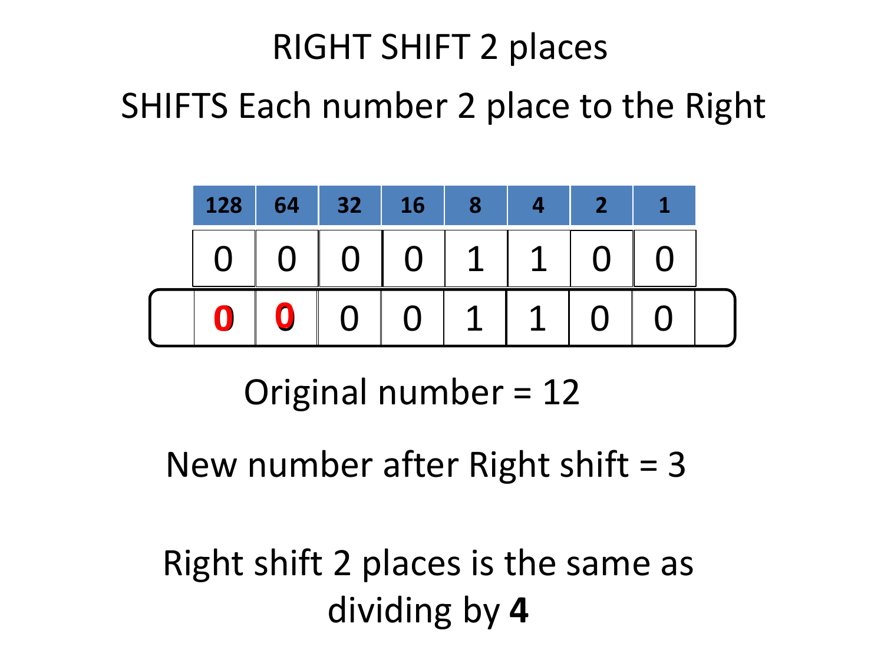# RIGHT SHIFT 2 places

SHIFTS Each number 2 place to the Right

| 128 | 64 | 32 | 16 | 8 | 4 | 2 | 1 |
|---|---|---|---|---|---|---|---|
| 0 | 0 | 0 | 0 | 1 | 1 | 0 | 0 |
| 0 | 0 | 0 | 0 | 1 | 1 | 0 | 0 |

Original number = 12

New number after Right shift = 3

Right shift 2 places is the same as dividing by **4**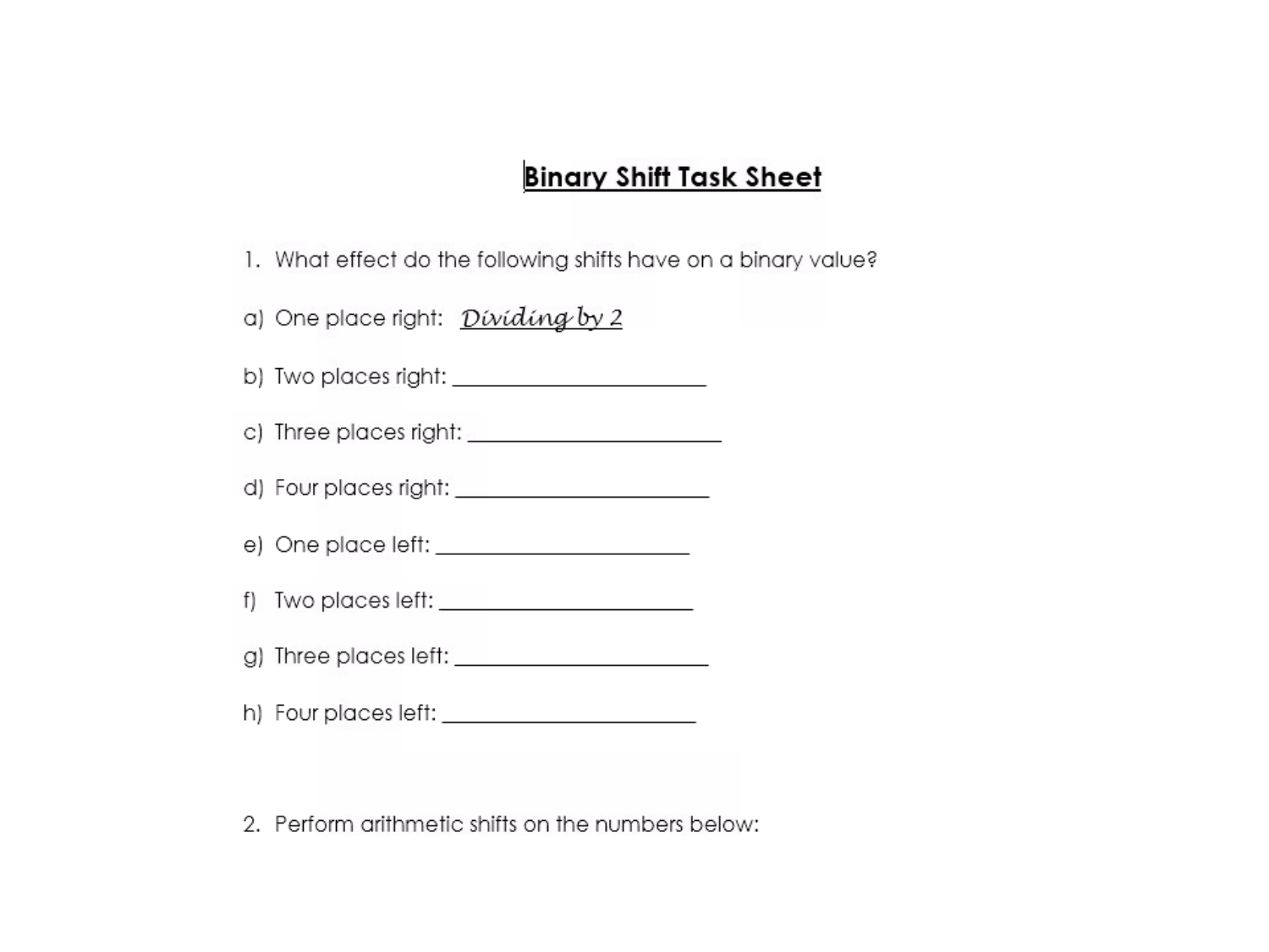# Binary Shift Task Sheet

1. What effect do the following shifts have on a binary value?

a) One place right: *Dividing by 2*

b) Two places right: _______________________

c) Three places right: _______________________

d) Four places right: _______________________

e) One place left: _______________________

f) Two places left: _______________________

g) Three places left: _______________________

h) Four places left: _______________________

2. Perform arithmetic shifts on the numbers below: